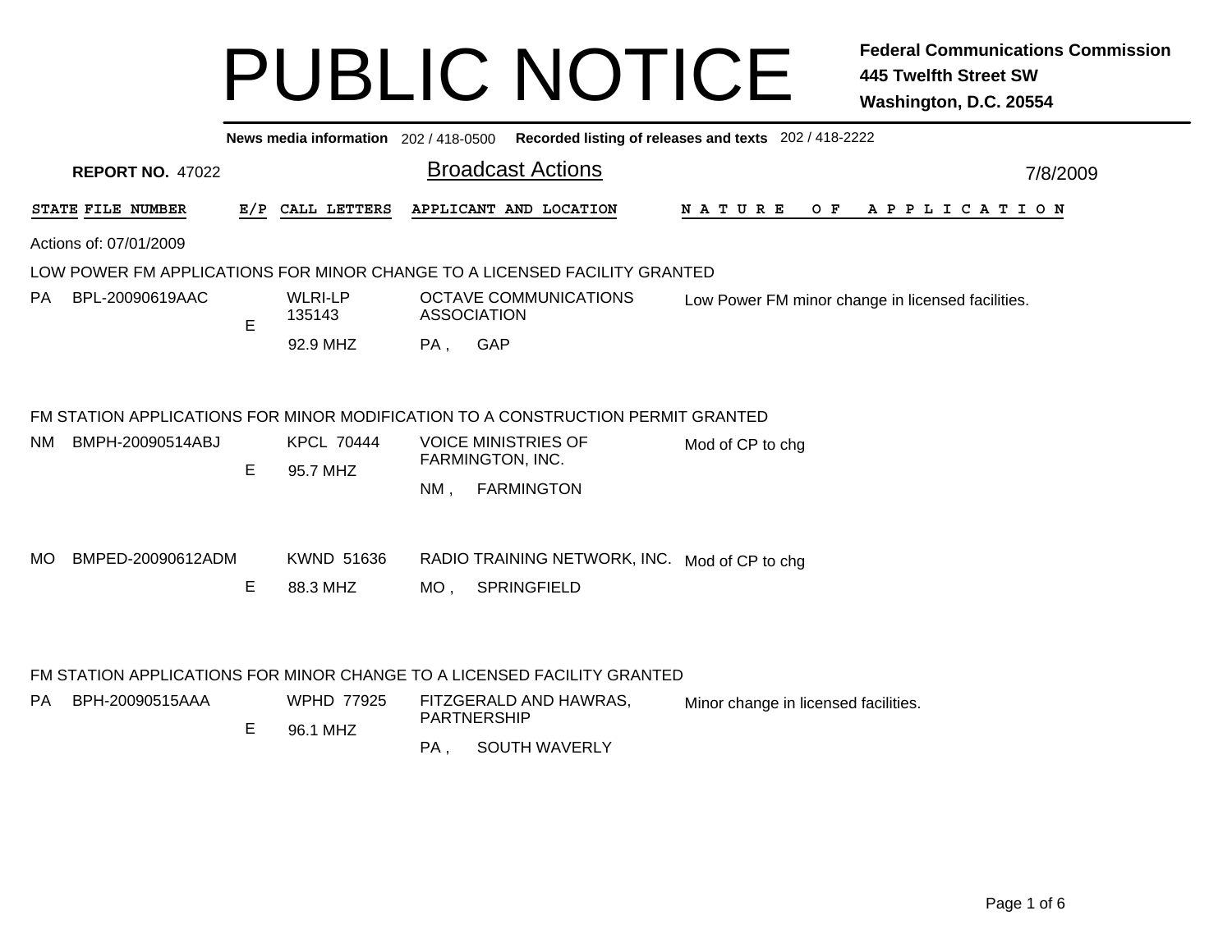# PUBLIC NOTICE

**Federal Communications Commission**
**445 Twelfth Street SW**
**Washington, D.C. 20554**

**News media information** 202 / 418-0500 **Recorded listing of releases and texts** 202 / 418-2222

**REPORT NO.** 47022

## Broadcast Actions

7/8/2009

| STATE | FILE NUMBER | E/P | CALL LETTERS | APPLICANT AND LOCATION | NATURE OF APPLICATION |
|---|---|---|---|---|---|

Actions of: 07/01/2009

### LOW POWER FM APPLICATIONS FOR MINOR CHANGE TO A LICENSED FACILITY GRANTED

| STATE | FILE NUMBER | E/P | CALL LETTERS | APPLICANT AND LOCATION | NATURE OF APPLICATION |
|---|---|---|---|---|---|
| PA | BPL-20090619AAC | E | WLRI-LP 135143 92.9 MHZ | OCTAVE COMMUNICATIONS ASSOCIATION PA , GAP | Low Power FM minor change in licensed facilities. |

### FM STATION APPLICATIONS FOR MINOR MODIFICATION TO A CONSTRUCTION PERMIT GRANTED

| STATE | FILE NUMBER | E/P | CALL LETTERS | APPLICANT AND LOCATION | NATURE OF APPLICATION |
|---|---|---|---|---|---|
| NM | BMPH-20090514ABJ | E | KPCL 70444 95.7 MHZ | VOICE MINISTRIES OF FARMINGTON, INC. NM , FARMINGTON | Mod of CP to chg |
| MO | BMPED-20090612ADM | E | KWND 51636 88.3 MHZ | RADIO TRAINING NETWORK, INC. MO , SPRINGFIELD | Mod of CP to chg |

### FM STATION APPLICATIONS FOR MINOR CHANGE TO A LICENSED FACILITY GRANTED

| STATE | FILE NUMBER | E/P | CALL LETTERS | APPLICANT AND LOCATION | NATURE OF APPLICATION |
|---|---|---|---|---|---|
| PA | BPH-20090515AAA | E | WPHD 77925 96.1 MHZ | FITZGERALD AND HAWRAS, PARTNERSHIP PA , SOUTH WAVERLY | Minor change in licensed facilities. |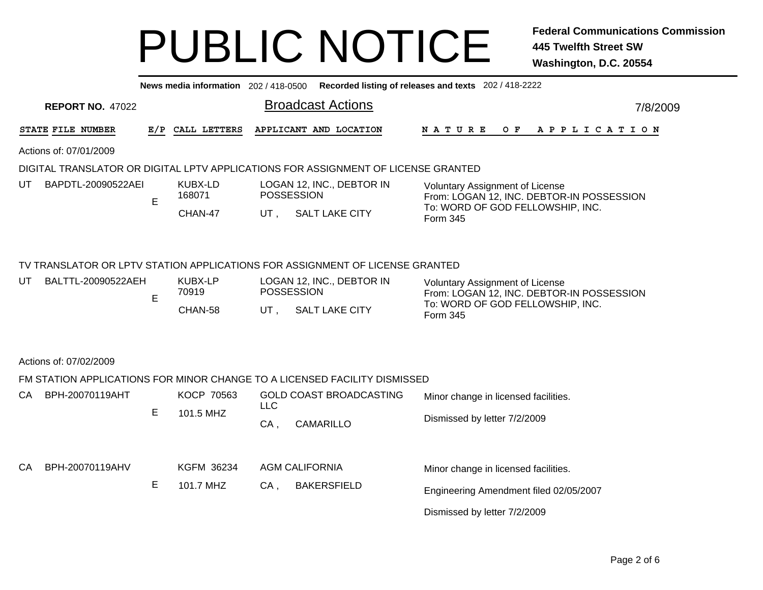# PUBLIC NOTICE

**Federal Communications Commission**
**445 Twelfth Street SW**
**Washington, D.C. 20554**

**News media information** 202 / 418-0500 **Recorded listing of releases and texts** 202 / 418-2222

**REPORT NO.** 47022

## Broadcast Actions

7/8/2009

| STATE | FILE NUMBER | E/P | CALL LETTERS | APPLICANT AND LOCATION | NATURE OF APPLICATION |
|---|---|---|---|---|---|

Actions of: 07/01/2009

DIGITAL TRANSLATOR OR DIGITAL LPTV APPLICATIONS FOR ASSIGNMENT OF LICENSE GRANTED

| STATE | FILE NUMBER | E/P | CALL LETTERS | APPLICANT AND LOCATION | NATURE OF APPLICATION |
|---|---|---|---|---|---|
| UT | BAPDTL-20090522AEI | E | KUBX-LD 168071 CHAN-47 | LOGAN 12, INC., DEBTOR IN POSSESSION UT , SALT LAKE CITY | Voluntary Assignment of License From: LOGAN 12, INC. DEBTOR-IN POSSESSION To: WORD OF GOD FELLOWSHIP, INC. Form 345 |

TV TRANSLATOR OR LPTV STATION APPLICATIONS FOR ASSIGNMENT OF LICENSE GRANTED

| STATE | FILE NUMBER | E/P | CALL LETTERS | APPLICANT AND LOCATION | NATURE OF APPLICATION |
|---|---|---|---|---|---|
| UT | BALTTL-20090522AEH | E | KUBX-LP 70919 CHAN-58 | LOGAN 12, INC., DEBTOR IN POSSESSION UT , SALT LAKE CITY | Voluntary Assignment of License From: LOGAN 12, INC. DEBTOR-IN POSSESSION To: WORD OF GOD FELLOWSHIP, INC. Form 345 |

Actions of: 07/02/2009

FM STATION APPLICATIONS FOR MINOR CHANGE TO A LICENSED FACILITY DISMISSED

| STATE | FILE NUMBER | E/P | CALL LETTERS | APPLICANT AND LOCATION | NATURE OF APPLICATION |
|---|---|---|---|---|---|
| CA | BPH-20070119AHT | E | KOCP 70563 101.5 MHZ | GOLD COAST BROADCASTING LLC CA , CAMARILLO | Minor change in licensed facilities. Dismissed by letter 7/2/2009 |
| CA | BPH-20070119AHV | E | KGFM 36234 101.7 MHZ | AGM CALIFORNIA CA , BAKERSFIELD | Minor change in licensed facilities. Engineering Amendment filed 02/05/2007 Dismissed by letter 7/2/2009 |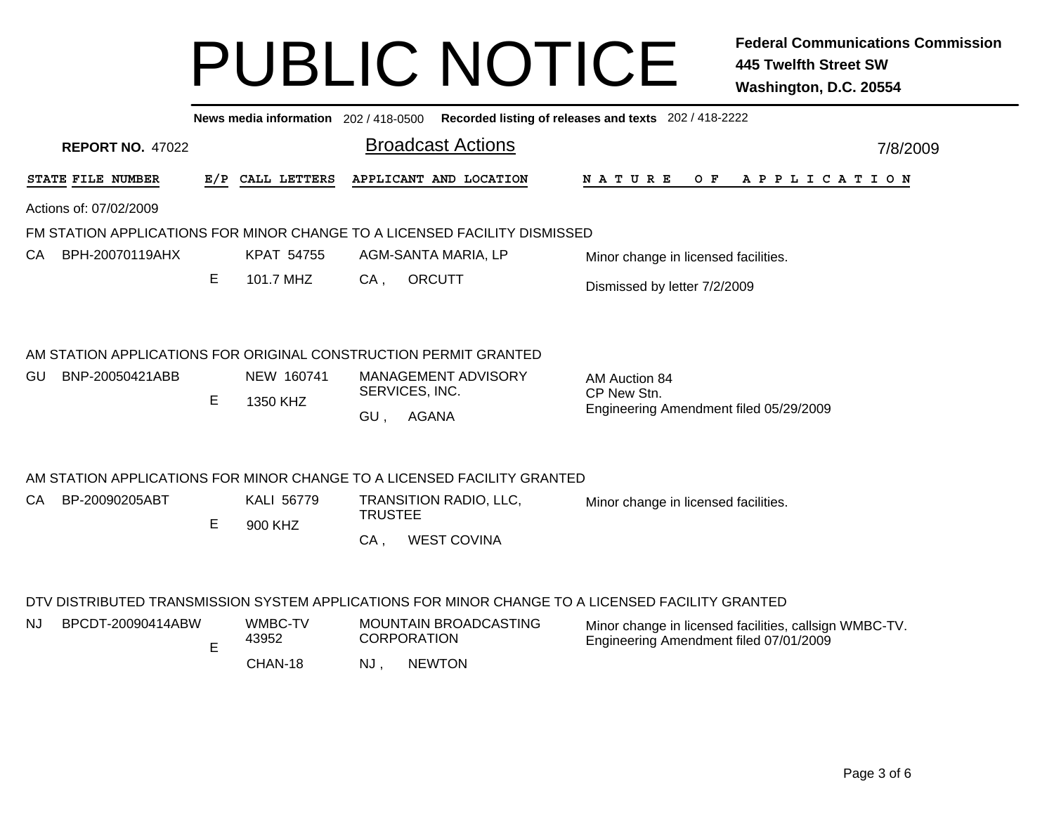# PUBLIC NOTICE

**Federal Communications Commission**
**445 Twelfth Street SW**
**Washington, D.C. 20554**

**News media information** 202 / 418-0500 **Recorded listing of releases and texts** 202 / 418-2222

**REPORT NO.** 47022

## Broadcast Actions

7/8/2009

| STATE | FILE NUMBER | E/P | CALL LETTERS | APPLICANT AND LOCATION | NATURE OF APPLICATION |
|---|---|---|---|---|---|

Actions of: 07/02/2009

### FM STATION APPLICATIONS FOR MINOR CHANGE TO A LICENSED FACILITY DISMISSED

| STATE | FILE NUMBER | E/P | CALL LETTERS | APPLICANT AND LOCATION | NATURE OF APPLICATION |
|---|---|---|---|---|---|
| CA | BPH-20070119AHX | E | KPAT 54755<br>101.7 MHZ | AGM-SANTA MARIA, LP<br>CA , ORCUTT | Minor change in licensed facilities.<br>Dismissed by letter 7/2/2009 |

### AM STATION APPLICATIONS FOR ORIGINAL CONSTRUCTION PERMIT GRANTED

| STATE | FILE NUMBER | E/P | CALL LETTERS | APPLICANT AND LOCATION | NATURE OF APPLICATION |
|---|---|---|---|---|---|
| GU | BNP-20050421ABB | E | NEW 160741<br>1350 KHZ | MANAGEMENT ADVISORY SERVICES, INC.<br>GU , AGANA | AM Auction 84<br>CP New Stn.<br>Engineering Amendment filed 05/29/2009 |

### AM STATION APPLICATIONS FOR MINOR CHANGE TO A LICENSED FACILITY GRANTED

| STATE | FILE NUMBER | E/P | CALL LETTERS | APPLICANT AND LOCATION | NATURE OF APPLICATION |
|---|---|---|---|---|---|
| CA | BP-20090205ABT | E | KALI 56779<br>900 KHZ | TRANSITION RADIO, LLC, TRUSTEE<br>CA , WEST COVINA | Minor change in licensed facilities. |

### DTV DISTRIBUTED TRANSMISSION SYSTEM APPLICATIONS FOR MINOR CHANGE TO A LICENSED FACILITY GRANTED

| STATE | FILE NUMBER | E/P | CALL LETTERS | APPLICANT AND LOCATION | NATURE OF APPLICATION |
|---|---|---|---|---|---|
| NJ | BPCDT-20090414ABW | E | WMBC-TV 43952<br>CHAN-18 | MOUNTAIN BROADCASTING CORPORATION<br>NJ , NEWTON | Minor change in licensed facilities, callsign WMBC-TV.<br>Engineering Amendment filed 07/01/2009 |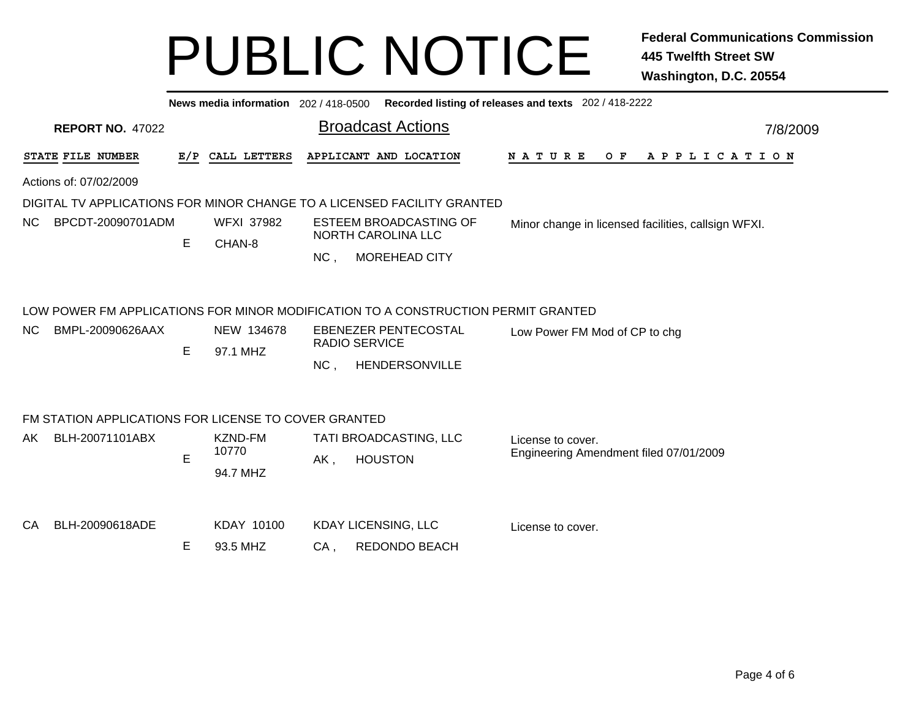# PUBLIC NOTICE

**Federal Communications Commission**
**445 Twelfth Street SW**
**Washington, D.C. 20554**

**News media information** 202 / 418-0500 **Recorded listing of releases and texts** 202 / 418-2222

**REPORT NO.** 47022

## Broadcast Actions

7/8/2009

Actions of: 07/02/2009

### DIGITAL TV APPLICATIONS FOR MINOR CHANGE TO A LICENSED FACILITY GRANTED

| STATE | FILE NUMBER | E/P | CALL LETTERS | APPLICANT AND LOCATION | NATURE OF APPLICATION |
|---|---|---|---|---|---|
| NC | BPCDT-20090701ADM | E | WFXI 37982 CHAN-8 | ESTEEM BROADCASTING OF NORTH CAROLINA LLC NC , MOREHEAD CITY | Minor change in licensed facilities, callsign WFXI. |

### LOW POWER FM APPLICATIONS FOR MINOR MODIFICATION TO A CONSTRUCTION PERMIT GRANTED

| STATE | FILE NUMBER | E/P | CALL LETTERS | APPLICANT AND LOCATION | NATURE OF APPLICATION |
|---|---|---|---|---|---|
| NC | BMPL-20090626AAX | E | NEW 134678 97.1 MHZ | EBENEZER PENTECOSTAL RADIO SERVICE NC , HENDERSONVILLE | Low Power FM Mod of CP to chg |

### FM STATION APPLICATIONS FOR LICENSE TO COVER GRANTED

| STATE | FILE NUMBER | E/P | CALL LETTERS | APPLICANT AND LOCATION | NATURE OF APPLICATION |
|---|---|---|---|---|---|
| AK | BLH-20071101ABX | E | KZND-FM 10770 94.7 MHZ | TATI BROADCASTING, LLC AK , HOUSTON | License to cover. Engineering Amendment filed 07/01/2009 |
| CA | BLH-20090618ADE | E | KDAY 10100 93.5 MHZ | KDAY LICENSING, LLC CA , REDONDO BEACH | License to cover. |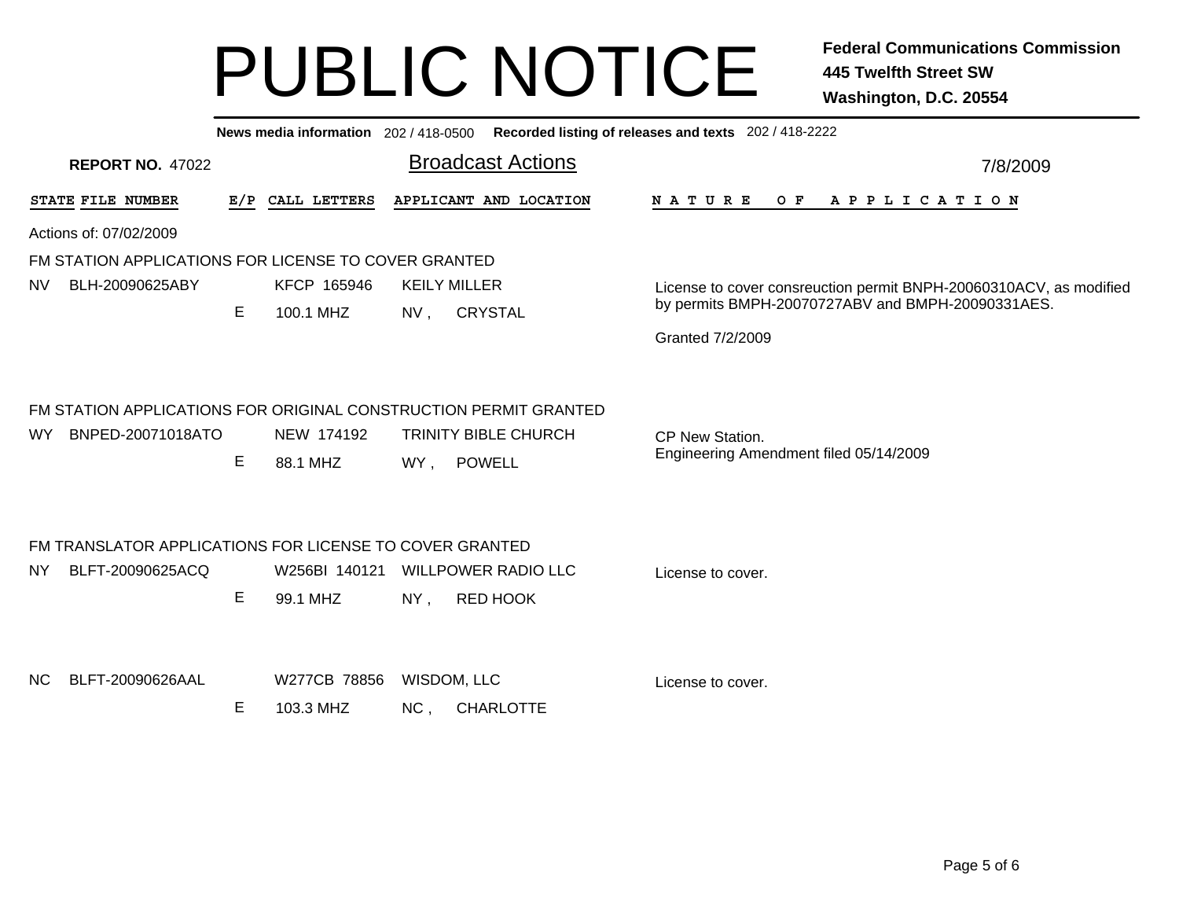# PUBLIC NOTICE

**Federal Communications Commission**
**445 Twelfth Street SW**
**Washington, D.C. 20554**

**News media information** 202 / 418-0500 **Recorded listing of releases and texts** 202 / 418-2222

**REPORT NO.** 47022

## Broadcast Actions

7/8/2009

| STATE | FILE NUMBER | E/P | CALL LETTERS | APPLICANT AND LOCATION | NATURE OF APPLICATION |
|---|---|---|---|---|---|

Actions of: 07/02/2009

### FM STATION APPLICATIONS FOR LICENSE TO COVER GRANTED

| STATE | FILE NUMBER | E/P | CALL LETTERS | APPLICANT AND LOCATION | NATURE OF APPLICATION |
|---|---|---|---|---|---|
| NV | BLH-20090625ABY | E | KFCP 165946<br>100.1 MHZ | KEILY MILLER<br>NV , CRYSTAL | License to cover consreuction permit BNPH-20060310ACV, as modified by permits BMPH-20070727ABV and BMPH-20090331AES.<br><br>Granted 7/2/2009 |

### FM STATION APPLICATIONS FOR ORIGINAL CONSTRUCTION PERMIT GRANTED

| STATE | FILE NUMBER | E/P | CALL LETTERS | APPLICANT AND LOCATION | NATURE OF APPLICATION |
|---|---|---|---|---|---|
| WY | BNPED-20071018ATO | E | NEW 174192<br>88.1 MHZ | TRINITY BIBLE CHURCH<br>WY , POWELL | CP New Station.<br>Engineering Amendment filed 05/14/2009 |

### FM TRANSLATOR APPLICATIONS FOR LICENSE TO COVER GRANTED

| STATE | FILE NUMBER | E/P | CALL LETTERS | APPLICANT AND LOCATION | NATURE OF APPLICATION |
|---|---|---|---|---|---|
| NY | BLFT-20090625ACQ | E | W256BI 140121<br>99.1 MHZ | WILLPOWER RADIO LLC<br>NY , RED HOOK | License to cover. |
| NC | BLFT-20090626AAL | E | W277CB 78856<br>103.3 MHZ | WISDOM, LLC<br>NC , CHARLOTTE | License to cover. |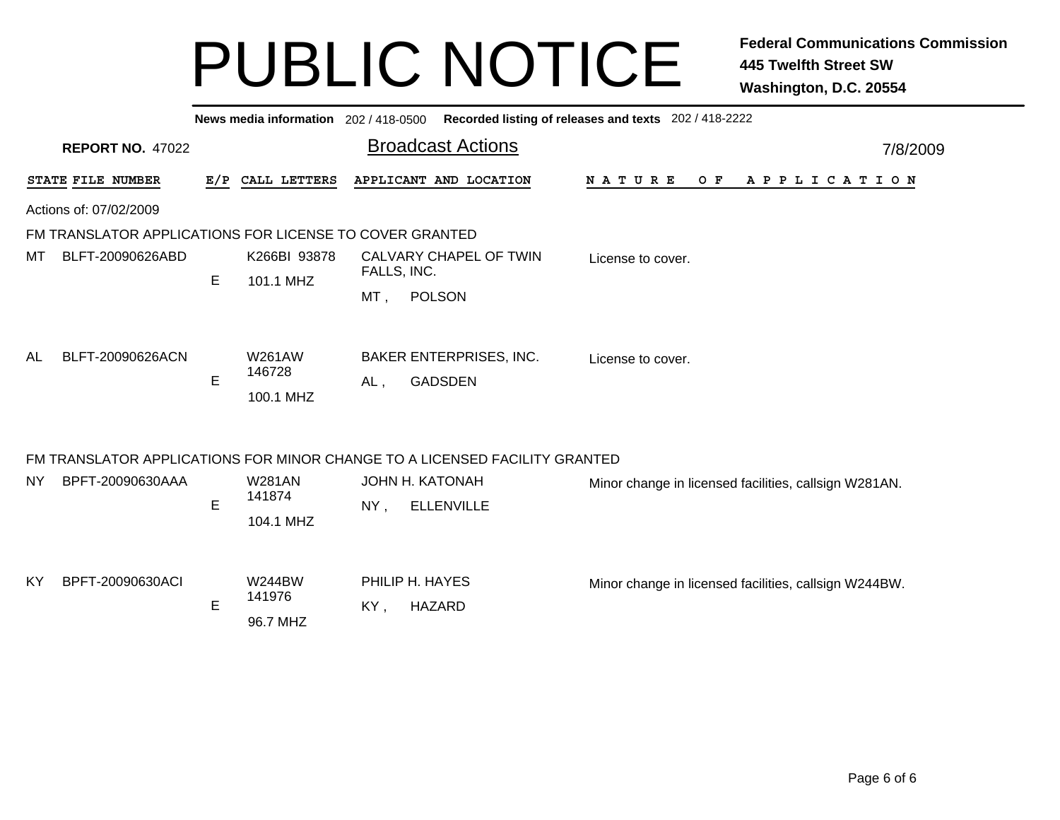# PUBLIC NOTICE

**Federal Communications Commission**
**445 Twelfth Street SW**
**Washington, D.C. 20554**

**News media information** 202 / 418-0500 **Recorded listing of releases and texts** 202 / 418-2222

**REPORT NO.** 47022

## Broadcast Actions

7/8/2009

Actions of: 07/02/2009

### FM TRANSLATOR APPLICATIONS FOR LICENSE TO COVER GRANTED

| STATE | FILE NUMBER | E/P | CALL LETTERS | APPLICANT AND LOCATION | NATURE OF APPLICATION |
|---|---|---|---|---|---|
| MT | BLFT-20090626ABD | E | K266BI 93878<br>101.1 MHZ | CALVARY CHAPEL OF TWIN FALLS, INC.<br>MT , POLSON | License to cover. |
| AL | BLFT-20090626ACN | E | W261AW 146728<br>100.1 MHZ | BAKER ENTERPRISES, INC.<br>AL , GADSDEN | License to cover. |

### FM TRANSLATOR APPLICATIONS FOR MINOR CHANGE TO A LICENSED FACILITY GRANTED

| STATE | FILE NUMBER | E/P | CALL LETTERS | APPLICANT AND LOCATION | NATURE OF APPLICATION |
|---|---|---|---|---|---|
| NY | BPFT-20090630AAA | E | W281AN 141874<br>104.1 MHZ | JOHN H. KATONAH<br>NY , ELLENVILLE | Minor change in licensed facilities, callsign W281AN. |
| KY | BPFT-20090630ACI | E | W244BW 141976<br>96.7 MHZ | PHILIP H. HAYES<br>KY , HAZARD | Minor change in licensed facilities, callsign W244BW. |